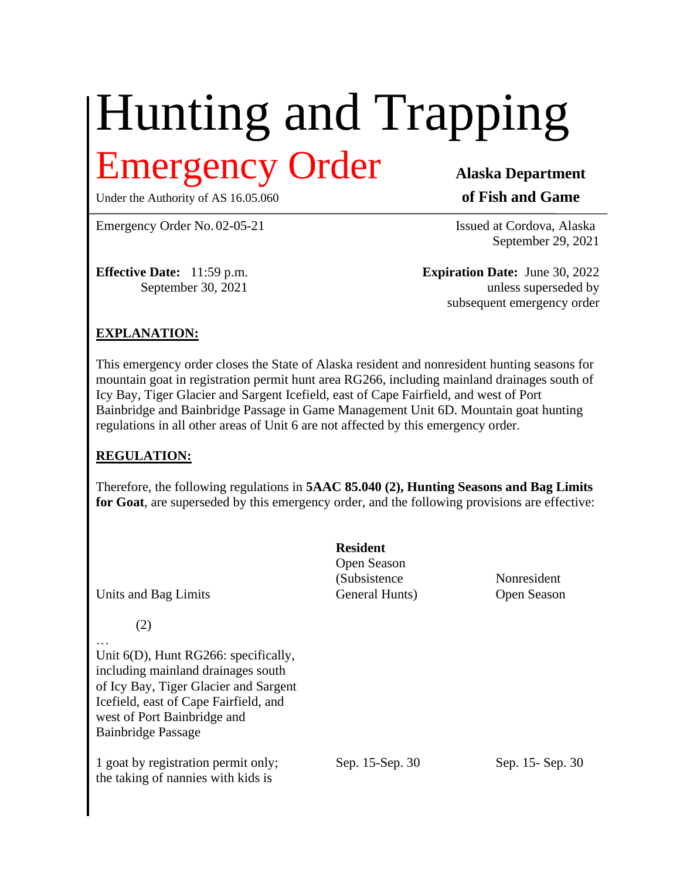# Hunting and Trapping

## Emergency Order

Under the Authority of AS 16.05.060

**Alaska Department of Fish and Game**

Emergency Order No. 02-05-21

Issued at Cordova, Alaska
September 29, 2021

**Effective Date:** 11:59 p.m.
September 30, 2021

**Expiration Date:** June 30, 2022
unless superseded by
subsequent emergency order

**EXPLANATION:**

This emergency order closes the State of Alaska resident and nonresident hunting seasons for mountain goat in registration permit hunt area RG266, including mainland drainages south of Icy Bay, Tiger Glacier and Sargent Icefield, east of Cape Fairfield, and west of Port Bainbridge and Bainbridge Passage in Game Management Unit 6D. Mountain goat hunting regulations in all other areas of Unit 6 are not affected by this emergency order.

**REGULATION:**

Therefore, the following regulations in **5AAC 85.040 (2), Hunting Seasons and Bag Limits for Goat**, are superseded by this emergency order, and the following provisions are effective:

| Units and Bag Limits | **Resident** Open Season (Subsistence General Hunts) | Nonresident Open Season |
|---|---|---|
| (2) | | |
| … | | |
| Unit 6(D), Hunt RG266: specifically, including mainland drainages south of Icy Bay, Tiger Glacier and Sargent Icefield, east of Cape Fairfield, and west of Port Bainbridge and Bainbridge Passage | | |
| 1 goat by registration permit only; the taking of nannies with kids is | Sep. 15-Sep. 30 | Sep. 15- Sep. 30 |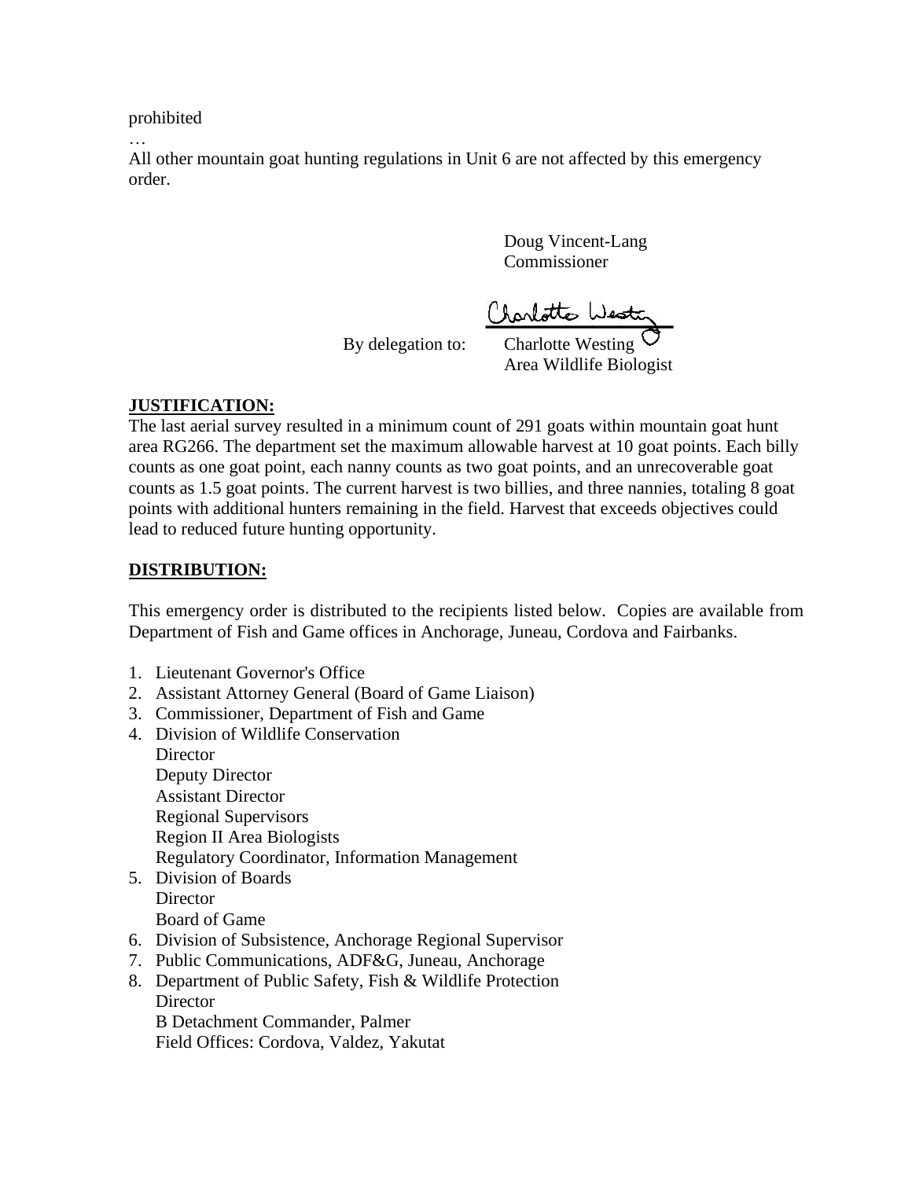prohibited

…

All other mountain goat hunting regulations in Unit 6 are not affected by this emergency order.

Doug Vincent-Lang
Commissioner

By delegation to: Charlotte Westing
Area Wildlife Biologist

**JUSTIFICATION:**

The last aerial survey resulted in a minimum count of 291 goats within mountain goat hunt area RG266. The department set the maximum allowable harvest at 10 goat points. Each billy counts as one goat point, each nanny counts as two goat points, and an unrecoverable goat counts as 1.5 goat points. The current harvest is two billies, and three nannies, totaling 8 goat points with additional hunters remaining in the field. Harvest that exceeds objectives could lead to reduced future hunting opportunity.

**DISTRIBUTION:**

This emergency order is distributed to the recipients listed below. Copies are available from Department of Fish and Game offices in Anchorage, Juneau, Cordova and Fairbanks.

1. Lieutenant Governor's Office
2. Assistant Attorney General (Board of Game Liaison)
3. Commissioner, Department of Fish and Game
4. Division of Wildlife Conservation
   Director
   Deputy Director
   Assistant Director
   Regional Supervisors
   Region II Area Biologists
   Regulatory Coordinator, Information Management
5. Division of Boards
   Director
   Board of Game
6. Division of Subsistence, Anchorage Regional Supervisor
7. Public Communications, ADF&G, Juneau, Anchorage
8. Department of Public Safety, Fish & Wildlife Protection
   Director
   B Detachment Commander, Palmer
   Field Offices: Cordova, Valdez, Yakutat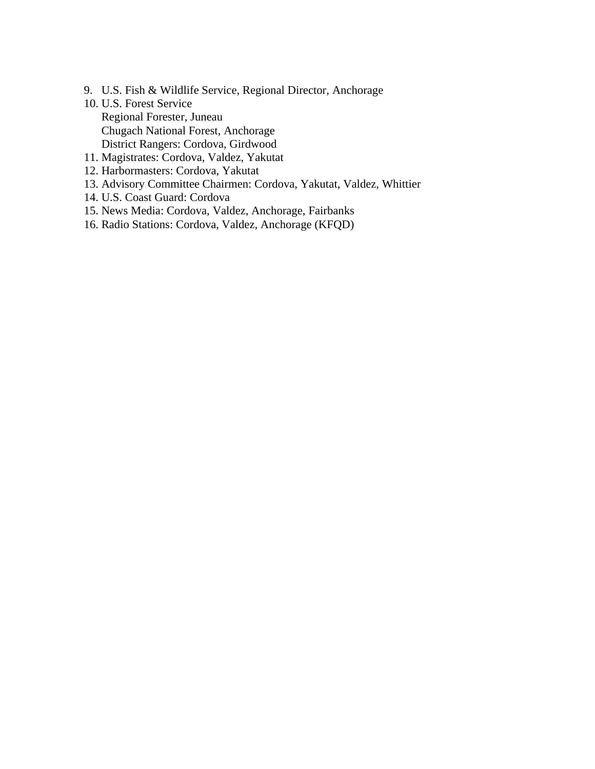9. U.S. Fish & Wildlife Service, Regional Director, Anchorage
10. U.S. Forest Service
    Regional Forester, Juneau
    Chugach National Forest, Anchorage
    District Rangers: Cordova, Girdwood
11. Magistrates: Cordova, Valdez, Yakutat
12. Harbormasters: Cordova, Yakutat
13. Advisory Committee Chairmen: Cordova, Yakutat, Valdez, Whittier
14. U.S. Coast Guard: Cordova
15. News Media: Cordova, Valdez, Anchorage, Fairbanks
16. Radio Stations: Cordova, Valdez, Anchorage (KFQD)